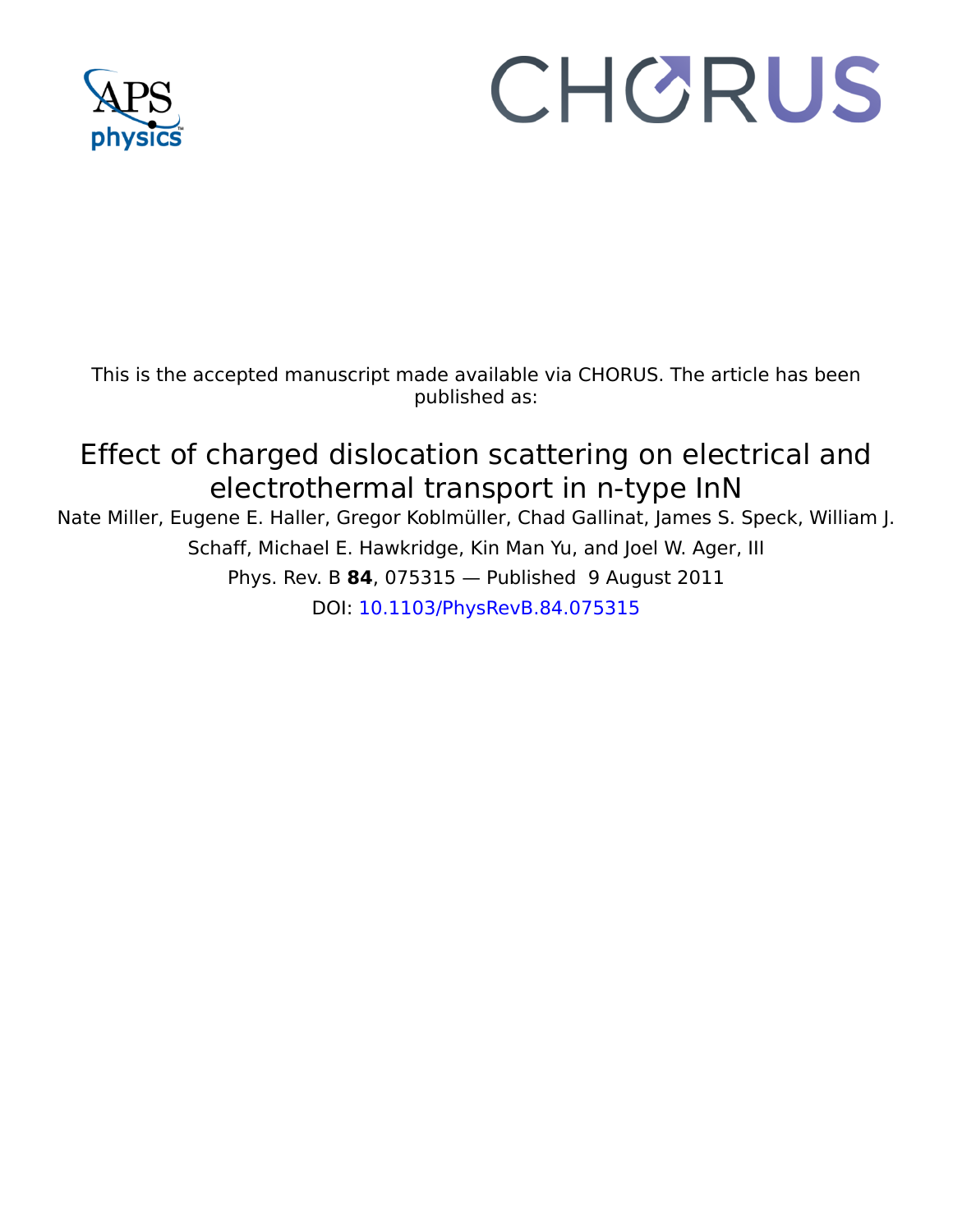This is the accepted manuscript made available via CHORUS. The article has been published as:

# Effect of charged dislocation scattering on electrical and electrothermal transport in n-type InN

Nate Miller, Eugene E. Haller, Gregor Koblmüller, Chad Gallinat, James S. Speck, William J. Schaff, Michael E. Hawkridge, Kin Man Yu, and Joel W. Ager, III

Phys. Rev. B **84**, 075315 — Published 9 August 2011

DOI: 10.1103/PhysRevB.84.075315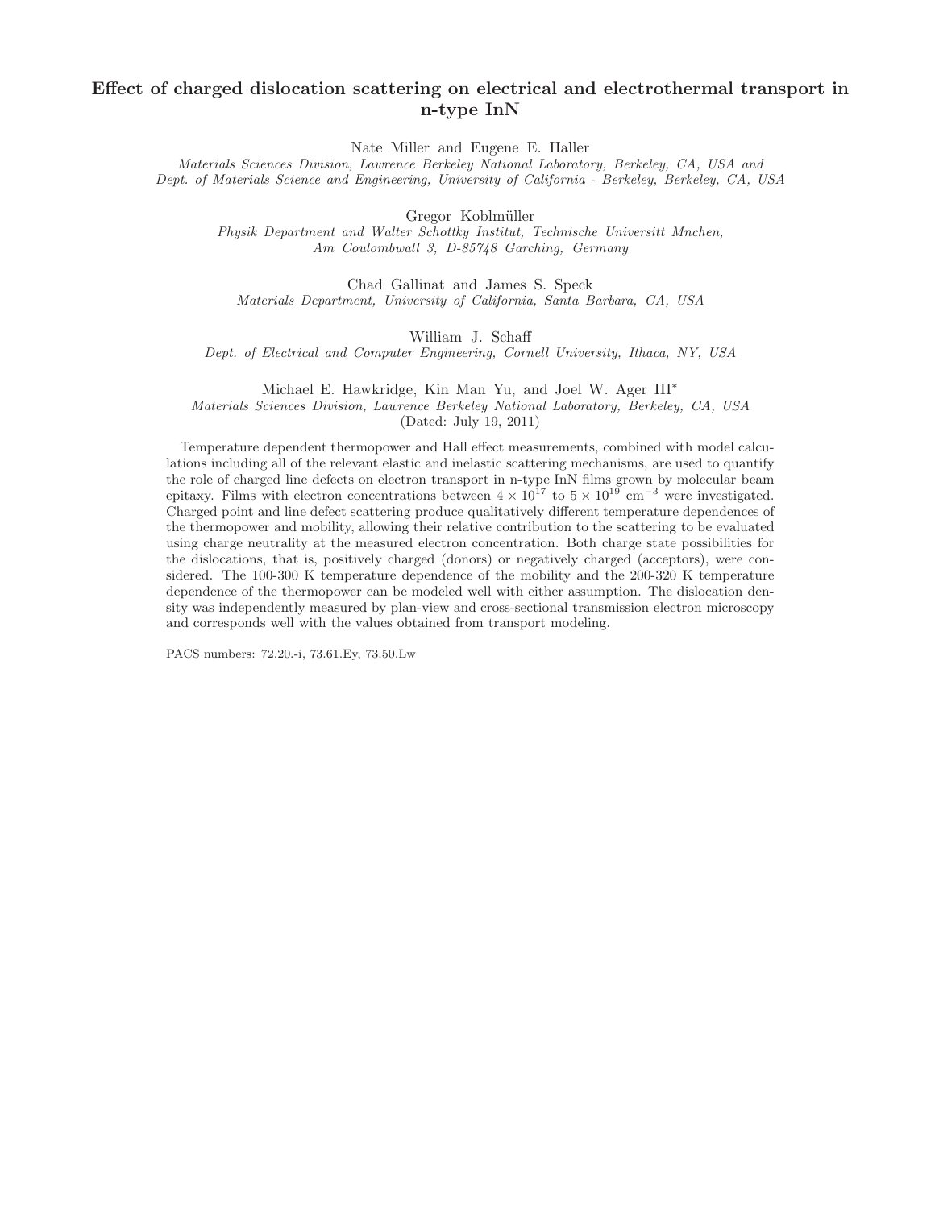# Effect of charged dislocation scattering on electrical and electrothermal transport in n-type InN

Nate Miller and Eugene E. Haller

*Materials Sciences Division, Lawrence Berkeley National Laboratory, Berkeley, CA, USA and Dept. of Materials Science and Engineering, University of California - Berkeley, Berkeley, CA, USA*

Gregor Koblmüller

*Physik Department and Walter Schottky Institut, Technische Universitt Mnchen, Am Coulombwall 3, D-85748 Garching, Germany*

Chad Gallinat and James S. Speck

*Materials Department, University of California, Santa Barbara, CA, USA*

William J. Schaff

*Dept. of Electrical and Computer Engineering, Cornell University, Ithaca, NY, USA*

Michael E. Hawkridge, Kin Man Yu, and Joel W. Ager III*

*Materials Sciences Division, Lawrence Berkeley National Laboratory, Berkeley, CA, USA*

(Dated: July 19, 2011)

Temperature dependent thermopower and Hall effect measurements, combined with model calculations including all of the relevant elastic and inelastic scattering mechanisms, are used to quantify the role of charged line defects on electron transport in n-type InN films grown by molecular beam epitaxy. Films with electron concentrations between $4 \times 10^{17}$ to $5 \times 10^{19}$ cm$^{-3}$ were investigated. Charged point and line defect scattering produce qualitatively different temperature dependences of the thermopower and mobility, allowing their relative contribution to the scattering to be evaluated using charge neutrality at the measured electron concentration. Both charge state possibilities for the dislocations, that is, positively charged (donors) or negatively charged (acceptors), were considered. The 100-300 K temperature dependence of the mobility and the 200-320 K temperature dependence of the thermopower can be modeled well with either assumption. The dislocation density was independently measured by plan-view and cross-sectional transmission electron microscopy and corresponds well with the values obtained from transport modeling.

PACS numbers: 72.20.-i, 73.61.Ey, 73.50.Lw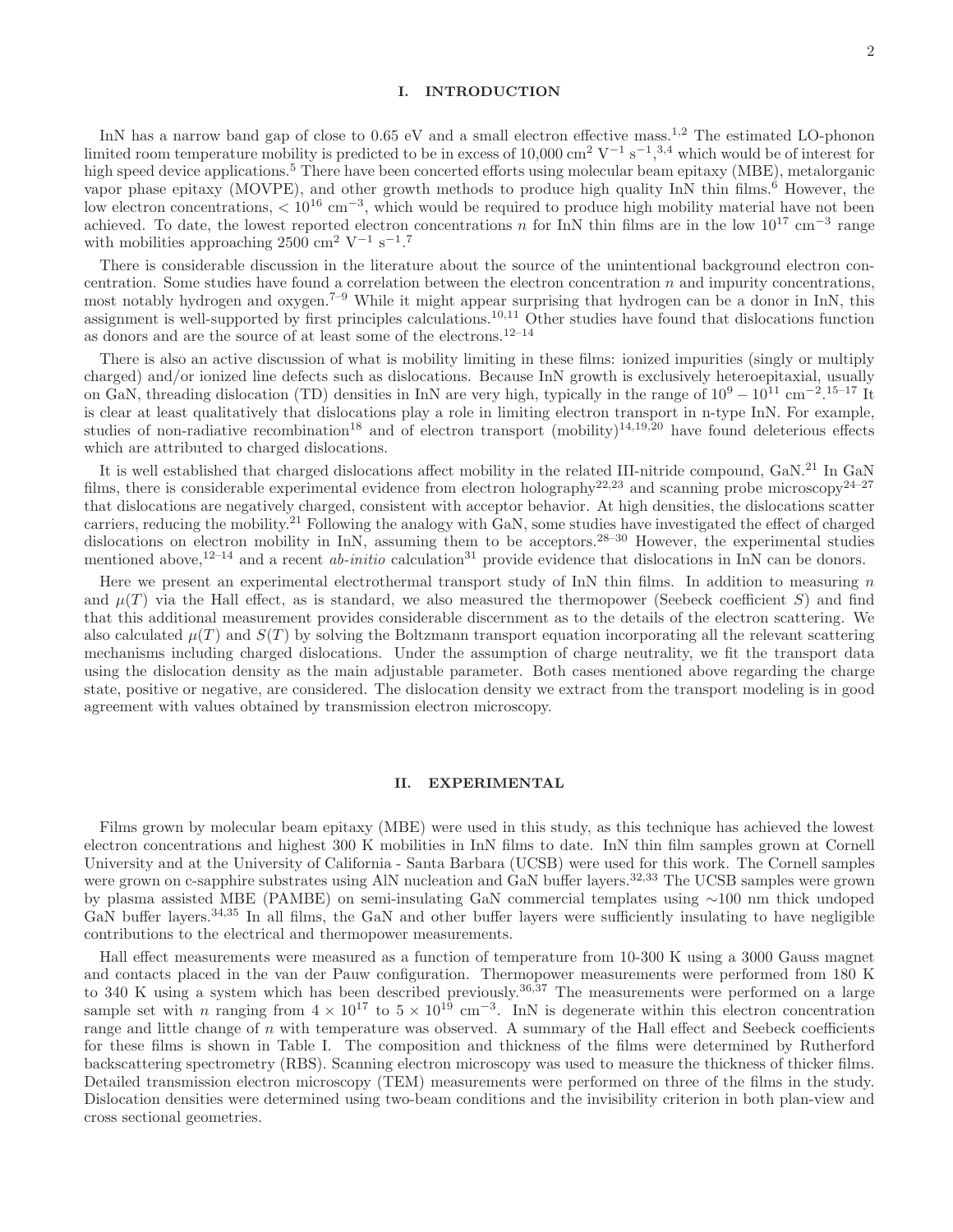## I. INTRODUCTION

InN has a narrow band gap of close to 0.65 eV and a small electron effective mass.[1,2] The estimated LO-phonon limited room temperature mobility is predicted to be in excess of 10,000 cm$^2$ V$^{-1}$ s$^{-1}$,[3,4] which would be of interest for high speed device applications.[5] There have been concerted efforts using molecular beam epitaxy (MBE), metalorganic vapor phase epitaxy (MOVPE), and other growth methods to produce high quality InN thin films.[6] However, the low electron concentrations, $< 10^{16}$ cm$^{-3}$, which would be required to produce high mobility material have not been achieved. To date, the lowest reported electron concentrations $n$ for InN thin films are in the low $10^{17}$ cm$^{-3}$ range with mobilities approaching 2500 cm$^2$ V$^{-1}$ s$^{-1}$.[7]

There is considerable discussion in the literature about the source of the unintentional background electron concentration. Some studies have found a correlation between the electron concentration $n$ and impurity concentrations, most notably hydrogen and oxygen.[7–9] While it might appear surprising that hydrogen can be a donor in InN, this assignment is well-supported by first principles calculations.[10,11] Other studies have found that dislocations function as donors and are the source of at least some of the electrons.[12–14]

There is also an active discussion of what is mobility limiting in these films: ionized impurities (singly or multiply charged) and/or ionized line defects such as dislocations. Because InN growth is exclusively heteroepitaxial, usually on GaN, threading dislocation (TD) densities in InN are very high, typically in the range of $10^9 - 10^{11}$ cm$^{-2}$.[15–17] It is clear at least qualitatively that dislocations play a role in limiting electron transport in n-type InN. For example, studies of non-radiative recombination[18] and of electron transport (mobility)[14,19,20] have found deleterious effects which are attributed to charged dislocations.

It is well established that charged dislocations affect mobility in the related III-nitride compound, GaN.[21] In GaN films, there is considerable experimental evidence from electron holography[22,23] and scanning probe microscopy[24–27] that dislocations are negatively charged, consistent with acceptor behavior. At high densities, the dislocations scatter carriers, reducing the mobility.[21] Following the analogy with GaN, some studies have investigated the effect of charged dislocations on electron mobility in InN, assuming them to be acceptors.[28–30] However, the experimental studies mentioned above,[12–14] and a recent *ab-initio* calculation[31] provide evidence that dislocations in InN can be donors.

Here we present an experimental electrothermal transport study of InN thin films. In addition to measuring $n$ and $\mu(T)$ via the Hall effect, as is standard, we also measured the thermopower (Seebeck coefficient $S$) and find that this additional measurement provides considerable discernment as to the details of the electron scattering. We also calculated $\mu(T)$ and $S(T)$ by solving the Boltzmann transport equation incorporating all the relevant scattering mechanisms including charged dislocations. Under the assumption of charge neutrality, we fit the transport data using the dislocation density as the main adjustable parameter. Both cases mentioned above regarding the charge state, positive or negative, are considered. The dislocation density we extract from the transport modeling is in good agreement with values obtained by transmission electron microscopy.

## II. EXPERIMENTAL

Films grown by molecular beam epitaxy (MBE) were used in this study, as this technique has achieved the lowest electron concentrations and highest 300 K mobilities in InN films to date. InN thin film samples grown at Cornell University and at the University of California - Santa Barbara (UCSB) were used for this work. The Cornell samples were grown on c-sapphire substrates using AlN nucleation and GaN buffer layers.[32,33] The UCSB samples were grown by plasma assisted MBE (PAMBE) on semi-insulating GaN commercial templates using ∼100 nm thick undoped GaN buffer layers.[34,35] In all films, the GaN and other buffer layers were sufficiently insulating to have negligible contributions to the electrical and thermopower measurements.

Hall effect measurements were measured as a function of temperature from 10-300 K using a 3000 Gauss magnet and contacts placed in the van der Pauw configuration. Thermopower measurements were performed from 180 K to 340 K using a system which has been described previously.[36,37] The measurements were performed on a large sample set with $n$ ranging from $4 \times 10^{17}$ to $5 \times 10^{19}$ cm$^{-3}$. InN is degenerate within this electron concentration range and little change of $n$ with temperature was observed. A summary of the Hall effect and Seebeck coefficients for these films is shown in Table I. The composition and thickness of the films were determined by Rutherford backscattering spectrometry (RBS). Scanning electron microscopy was used to measure the thickness of thicker films. Detailed transmission electron microscopy (TEM) measurements were performed on three of the films in the study. Dislocation densities were determined using two-beam conditions and the invisibility criterion in both plan-view and cross sectional geometries.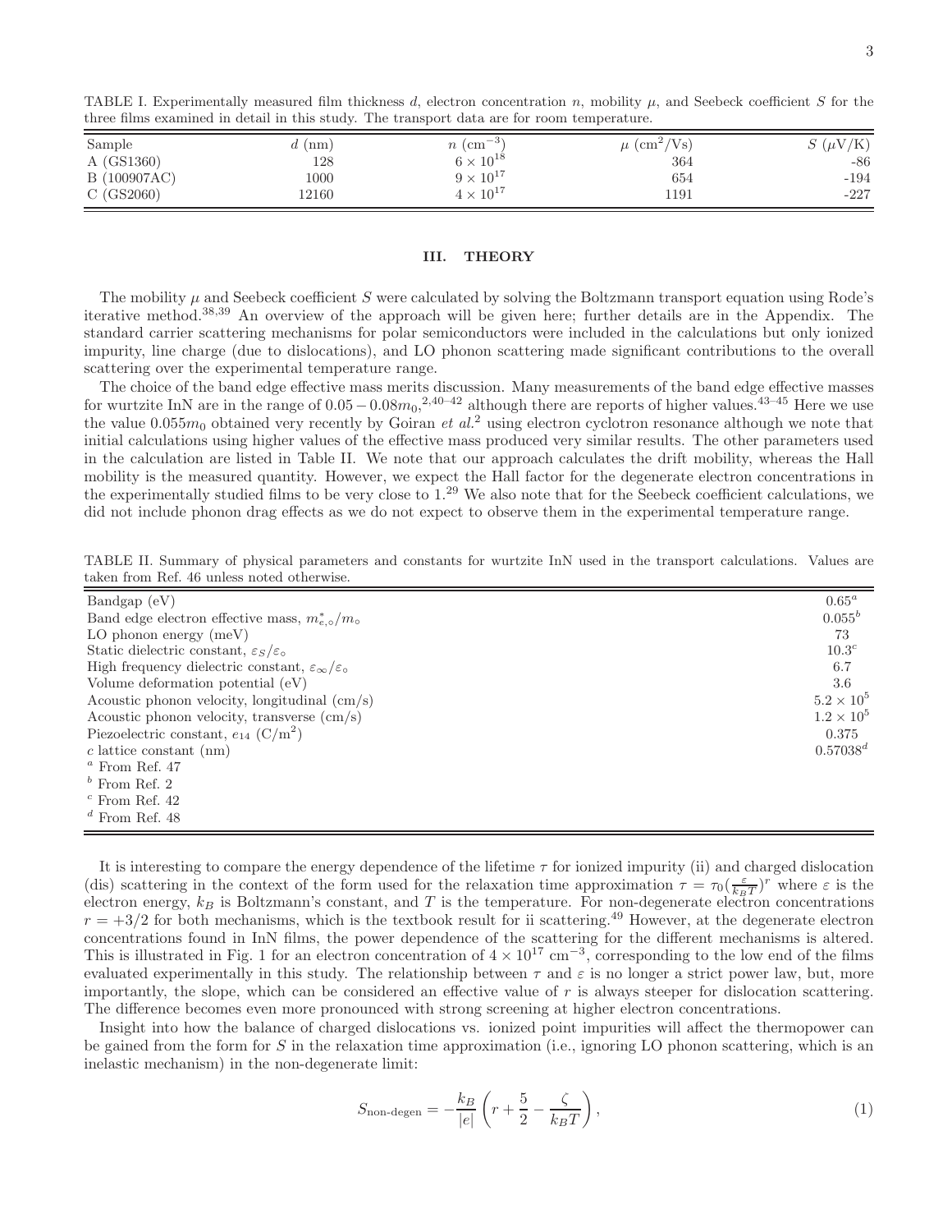TABLE I. Experimentally measured film thickness $d$, electron concentration $n$, mobility $\mu$, and Seebeck coefficient $S$ for the three films examined in detail in this study. The transport data are for room temperature.

| Sample | $d$ (nm) | $n$ (cm$^{-3}$) | $\mu$ (cm$^2$/Vs) | $S$ ($\mu$V/K) |
|---|---|---|---|---|
| A (GS1360) | 128 | $6 \times 10^{18}$ | 364 | -86 |
| B (100907AC) | 1000 | $9 \times 10^{17}$ | 654 | -194 |
| C (GS2060) | 12160 | $4 \times 10^{17}$ | 1191 | -227 |

## III. THEORY

The mobility $\mu$ and Seebeck coefficient $S$ were calculated by solving the Boltzmann transport equation using Rode's iterative method.[38,39] An overview of the approach will be given here; further details are in the Appendix. The standard carrier scattering mechanisms for polar semiconductors were included in the calculations but only ionized impurity, line charge (due to dislocations), and LO phonon scattering made significant contributions to the overall scattering over the experimental temperature range.

The choice of the band edge effective mass merits discussion. Many measurements of the band edge effective masses for wurtzite InN are in the range of $0.05-0.08m_0$,[2,40–42] although there are reports of higher values.[43–45] Here we use the value $0.055m_0$ obtained very recently by Goiran *et al.*[2] using electron cyclotron resonance although we note that initial calculations using higher values of the effective mass produced very similar results. The other parameters used in the calculation are listed in Table II. We note that our approach calculates the drift mobility, whereas the Hall mobility is the measured quantity. However, we expect the Hall factor for the degenerate electron concentrations in the experimentally studied films to be very close to 1.[29] We also note that for the Seebeck coefficient calculations, we did not include phonon drag effects as we do not expect to observe them in the experimental temperature range.

TABLE II. Summary of physical parameters and constants for wurtzite InN used in the transport calculations. Values are taken from Ref. 46 unless noted otherwise.

| Parameter | Value |
|---|---|
| Bandgap (eV) | 0.65[a] |
| Band edge electron effective mass, $m^*_{e,\circ}/m_\circ$ | 0.055[b] |
| LO phonon energy (meV) | 73 |
| Static dielectric constant, $\varepsilon_S/\varepsilon_\circ$ | 10.3[c] |
| High frequency dielectric constant, $\varepsilon_\infty/\varepsilon_\circ$ | 6.7 |
| Volume deformation potential (eV) | 3.6 |
| Acoustic phonon velocity, longitudinal (cm/s) | $5.2 \times 10^5$ |
| Acoustic phonon velocity, transverse (cm/s) | $1.2 \times 10^5$ |
| Piezoelectric constant, $e_{14}$ (C/m$^2$) | 0.375 |
| $c$ lattice constant (nm) | 0.57038[d] |

[a] From Ref. 47
[b] From Ref. 2
[c] From Ref. 42
[d] From Ref. 48

It is interesting to compare the energy dependence of the lifetime $\tau$ for ionized impurity (ii) and charged dislocation (dis) scattering in the context of the form used for the relaxation time approximation $\tau = \tau_0(\frac{\varepsilon}{k_BT})^r$ where $\varepsilon$ is the electron energy, $k_B$ is Boltzmann's constant, and $T$ is the temperature. For non-degenerate electron concentrations $r = +3/2$ for both mechanisms, which is the textbook result for ii scattering.[49] However, at the degenerate electron concentrations found in InN films, the power dependence of the scattering for the different mechanisms is altered. This is illustrated in Fig. 1 for an electron concentration of $4 \times 10^{17}$ cm$^{-3}$, corresponding to the low end of the films evaluated experimentally in this study. The relationship between $\tau$ and $\varepsilon$ is no longer a strict power law, but, more importantly, the slope, which can be considered an effective value of $r$ is always steeper for dislocation scattering. The difference becomes even more pronounced with strong screening at higher electron concentrations.

Insight into how the balance of charged dislocations vs. ionized point impurities will affect the thermopower can be gained from the form for $S$ in the relaxation time approximation (i.e., ignoring LO phonon scattering, which is an inelastic mechanism) in the non-degenerate limit:

$$S_{\text{non-degen}} = -\frac{k_B}{|e|}\left(r + \frac{5}{2} - \frac{\zeta}{k_BT}\right), \tag{1}$$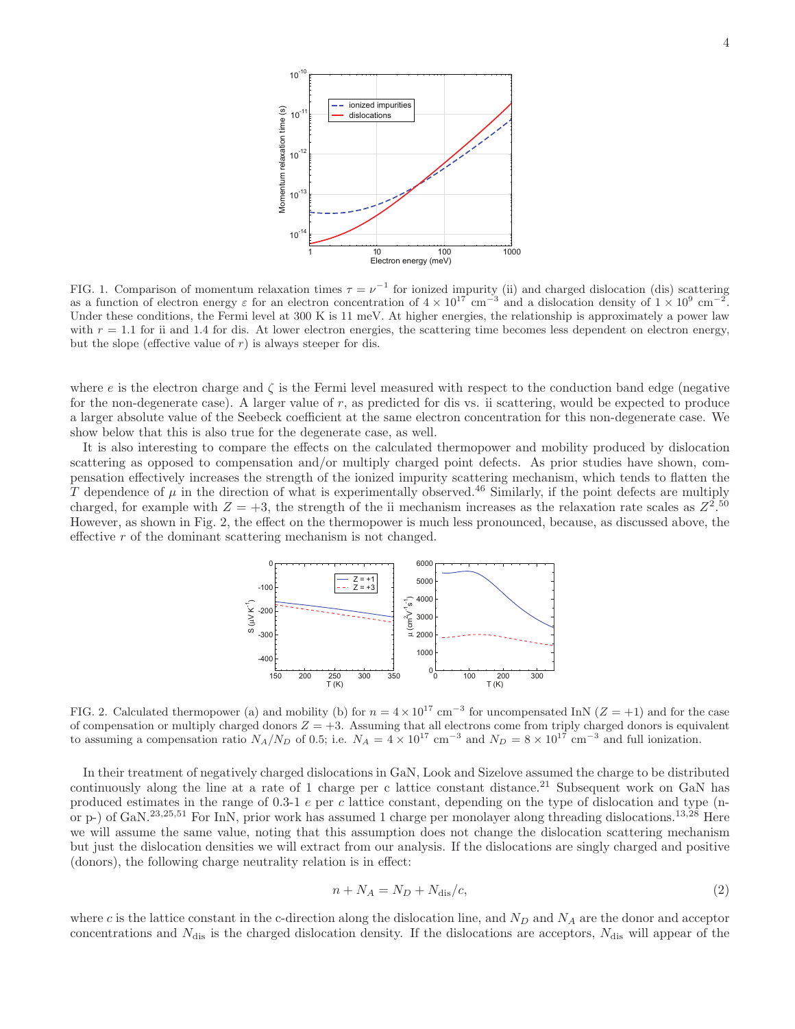FIG. 1. Comparison of momentum relaxation times $\tau = \nu^{-1}$ for ionized impurity (ii) and charged dislocation (dis) scattering as a function of electron energy $\varepsilon$ for an electron concentration of $4 \times 10^{17}$ cm$^{-3}$ and a dislocation density of $1 \times 10^{9}$ cm$^{-2}$. Under these conditions, the Fermi level at 300 K is 11 meV. At higher energies, the relationship is approximately a power law with $r = 1.1$ for ii and 1.4 for dis. At lower electron energies, the scattering time becomes less dependent on electron energy, but the slope (effective value of $r$) is always steeper for dis.

where $e$ is the electron charge and $\zeta$ is the Fermi level measured with respect to the conduction band edge (negative for the non-degenerate case). A larger value of $r$, as predicted for dis vs. ii scattering, would be expected to produce a larger absolute value of the Seebeck coefficient at the same electron concentration for this non-degenerate case. We show below that this is also true for the degenerate case, as well.

It is also interesting to compare the effects on the calculated thermopower and mobility produced by dislocation scattering as opposed to compensation and/or multiply charged point defects. As prior studies have shown, compensation effectively increases the strength of the ionized impurity scattering mechanism, which tends to flatten the $T$ dependence of $\mu$ in the direction of what is experimentally observed.[46] Similarly, if the point defects are multiply charged, for example with $Z = +3$, the strength of the ii mechanism increases as the relaxation rate scales as $Z^2$.[50] However, as shown in Fig. 2, the effect on the thermopower is much less pronounced, because, as discussed above, the effective $r$ of the dominant scattering mechanism is not changed.

FIG. 2. Calculated thermopower (a) and mobility (b) for $n = 4 \times 10^{17}$ cm$^{-3}$ for uncompensated InN ($Z = +1$) and for the case of compensation or multiply charged donors $Z = +3$. Assuming that all electrons come from triply charged donors is equivalent to assuming a compensation ratio $N_A/N_D$ of 0.5; i.e. $N_A = 4 \times 10^{17}$ cm$^{-3}$ and $N_D = 8 \times 10^{17}$ cm$^{-3}$ and full ionization.

In their treatment of negatively charged dislocations in GaN, Look and Sizelove assumed the charge to be distributed continuously along the line at a rate of 1 charge per c lattice constant distance.[21] Subsequent work on GaN has produced estimates in the range of 0.3-1 $e$ per $c$ lattice constant, depending on the type of dislocation and type (n- or p-) of GaN.[23,25,51] For InN, prior work has assumed 1 charge per monolayer along threading dislocations.[13,28] Here we will assume the same value, noting that this assumption does not change the dislocation scattering mechanism but just the dislocation densities we will extract from our analysis. If the dislocations are singly charged and positive (donors), the following charge neutrality relation is in effect:

$$n + N_A = N_D + N_{\rm dis}/c, \tag{2}$$

where $c$ is the lattice constant in the c-direction along the dislocation line, and $N_D$ and $N_A$ are the donor and acceptor concentrations and $N_{\rm dis}$ is the charged dislocation density. If the dislocations are acceptors, $N_{\rm dis}$ will appear of the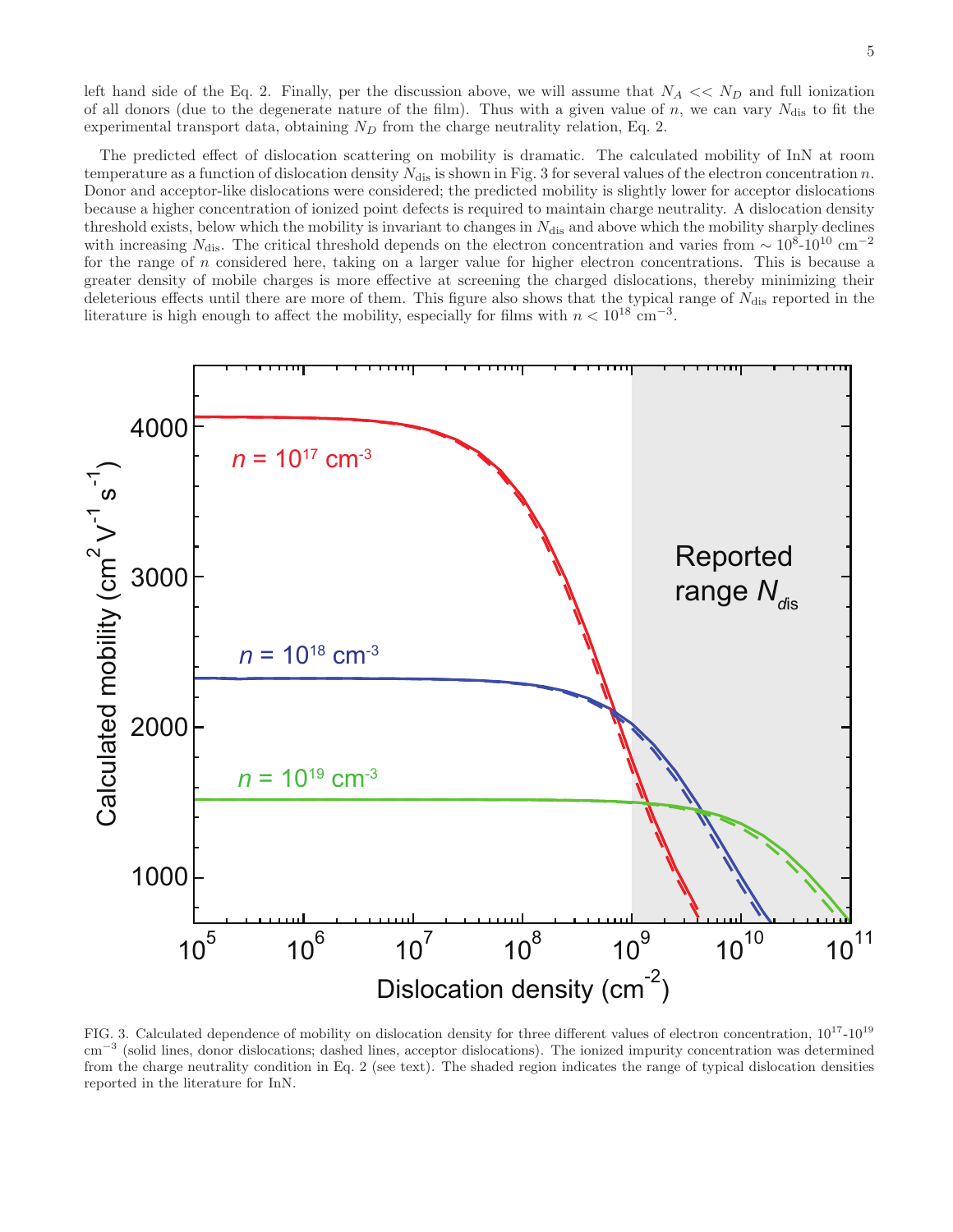left hand side of the Eq. 2. Finally, per the discussion above, we will assume that $N_A << N_D$ and full ionization of all donors (due to the degenerate nature of the film). Thus with a given value of $n$, we can vary $N_{\rm dis}$ to fit the experimental transport data, obtaining $N_D$ from the charge neutrality relation, Eq. 2.

The predicted effect of dislocation scattering on mobility is dramatic. The calculated mobility of InN at room temperature as a function of dislocation density $N_{\rm dis}$ is shown in Fig. 3 for several values of the electron concentration $n$. Donor and acceptor-like dislocations were considered; the predicted mobility is slightly lower for acceptor dislocations because a higher concentration of ionized point defects is required to maintain charge neutrality. A dislocation density threshold exists, below which the mobility is invariant to changes in $N_{\rm dis}$ and above which the mobility sharply declines with increasing $N_{\rm dis}$. The critical threshold depends on the electron concentration and varies from $\sim 10^8$-$10^{10}$ cm$^{-2}$ for the range of $n$ considered here, taking on a larger value for higher electron concentrations. This is because a greater density of mobile charges is more effective at screening the charged dislocations, thereby minimizing their deleterious effects until there are more of them. This figure also shows that the typical range of $N_{\rm dis}$ reported in the literature is high enough to affect the mobility, especially for films with $n < 10^{18}$ cm$^{-3}$.

FIG. 3. Calculated dependence of mobility on dislocation density for three different values of electron concentration, $10^{17}$-$10^{19}$ cm$^{-3}$ (solid lines, donor dislocations; dashed lines, acceptor dislocations). The ionized impurity concentration was determined from the charge neutrality condition in Eq. 2 (see text). The shaded region indicates the range of typical dislocation densities reported in the literature for InN.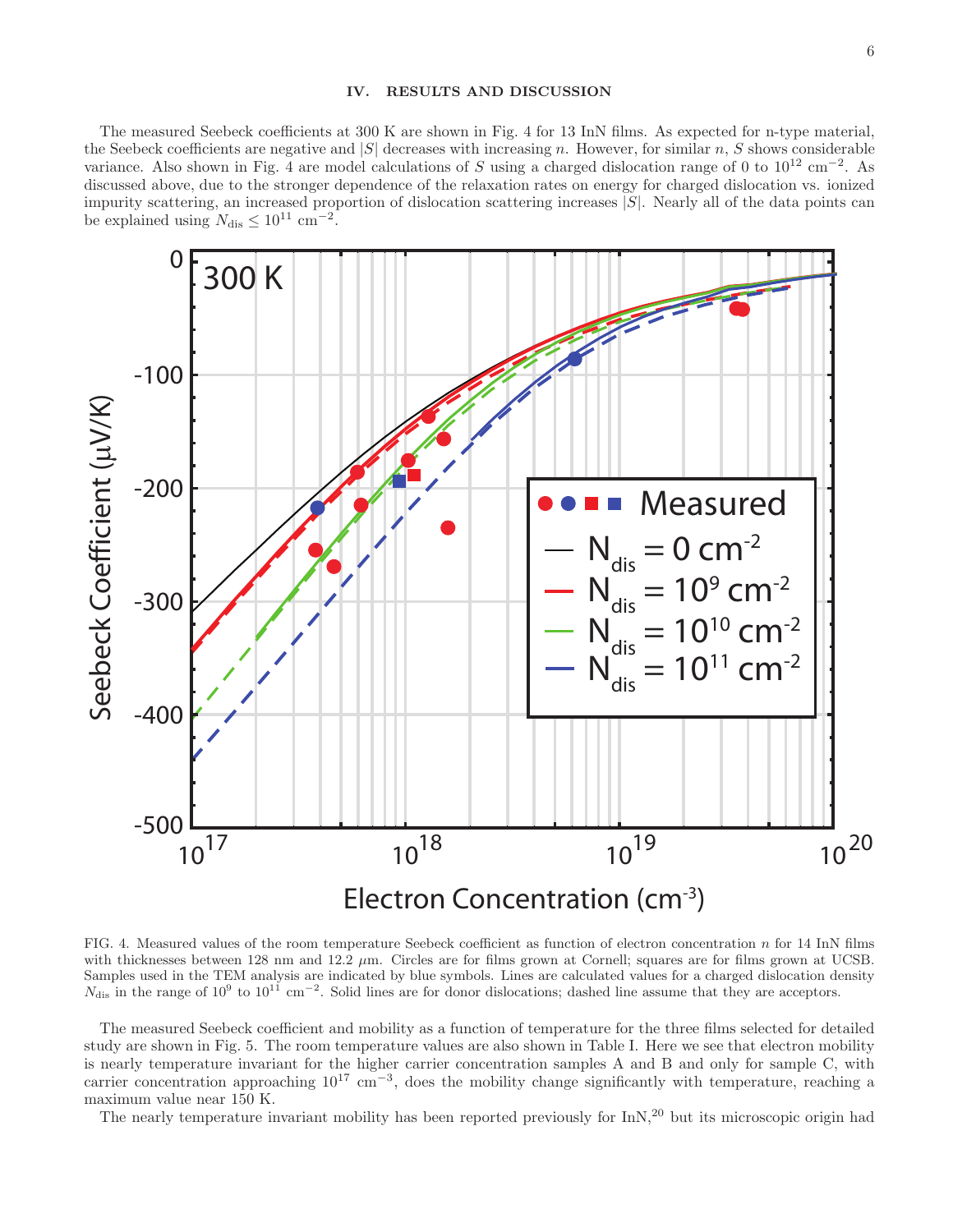## IV. RESULTS AND DISCUSSION

The measured Seebeck coefficients at 300 K are shown in Fig. 4 for 13 InN films. As expected for n-type material, the Seebeck coefficients are negative and $|S|$ decreases with increasing $n$. However, for similar $n$, $S$ shows considerable variance. Also shown in Fig. 4 are model calculations of $S$ using a charged dislocation range of 0 to $10^{12}$ cm$^{-2}$. As discussed above, due to the stronger dependence of the relaxation rates on energy for charged dislocation vs. ionized impurity scattering, an increased proportion of dislocation scattering increases $|S|$. Nearly all of the data points can be explained using $N_{\rm dis} \leq 10^{11}$ cm$^{-2}$.

FIG. 4. Measured values of the room temperature Seebeck coefficient as function of electron concentration $n$ for 14 InN films with thicknesses between 128 nm and 12.2 $\mu$m. Circles are for films grown at Cornell; squares are for films grown at UCSB. Samples used in the TEM analysis are indicated by blue symbols. Lines are calculated values for a charged dislocation density $N_{\rm dis}$ in the range of $10^9$ to $10^{11}$ cm$^{-2}$. Solid lines are for donor dislocations; dashed line assume that they are acceptors.

The measured Seebeck coefficient and mobility as a function of temperature for the three films selected for detailed study are shown in Fig. 5. The room temperature values are also shown in Table I. Here we see that electron mobility is nearly temperature invariant for the higher carrier concentration samples A and B and only for sample C, with carrier concentration approaching $10^{17}$ cm$^{-3}$, does the mobility change significantly with temperature, reaching a maximum value near 150 K.

The nearly temperature invariant mobility has been reported previously for InN,[20] but its microscopic origin had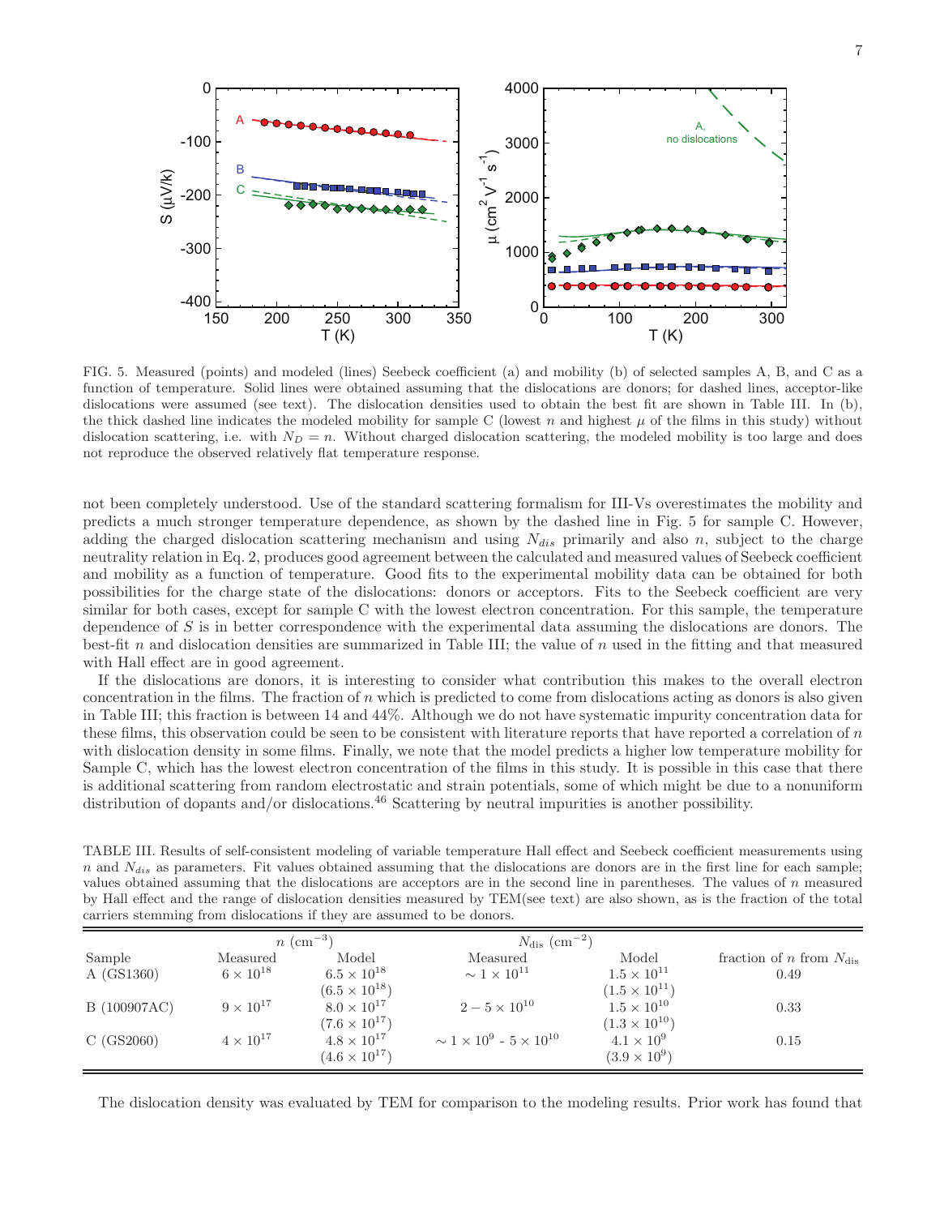FIG. 5. Measured (points) and modeled (lines) Seebeck coefficient (a) and mobility (b) of selected samples A, B, and C as a function of temperature. Solid lines were obtained assuming that the dislocations are donors; for dashed lines, acceptor-like dislocations were assumed (see text). The dislocation densities used to obtain the best fit are shown in Table III. In (b), the thick dashed line indicates the modeled mobility for sample C (lowest $n$ and highest $\mu$ of the films in this study) without dislocation scattering, i.e. with $N_D = n$. Without charged dislocation scattering, the modeled mobility is too large and does not reproduce the observed relatively flat temperature response.

not been completely understood. Use of the standard scattering formalism for III-Vs overestimates the mobility and predicts a much stronger temperature dependence, as shown by the dashed line in Fig. 5 for sample C. However, adding the charged dislocation scattering mechanism and using $N_{dis}$ primarily and also $n$, subject to the charge neutrality relation in Eq. 2, produces good agreement between the calculated and measured values of Seebeck coefficient and mobility as a function of temperature. Good fits to the experimental mobility data can be obtained for both possibilities for the charge state of the dislocations: donors or acceptors. Fits to the Seebeck coefficient are very similar for both cases, except for sample C with the lowest electron concentration. For this sample, the temperature dependence of $S$ is in better correspondence with the experimental data assuming the dislocations are donors. The best-fit $n$ and dislocation densities are summarized in Table III; the value of $n$ used in the fitting and that measured with Hall effect are in good agreement.

If the dislocations are donors, it is interesting to consider what contribution this makes to the overall electron concentration in the films. The fraction of $n$ which is predicted to come from dislocations acting as donors is also given in Table III; this fraction is between 14 and 44%. Although we do not have systematic impurity concentration data for these films, this observation could be seen to be consistent with literature reports that have reported a correlation of $n$ with dislocation density in some films. Finally, we note that the model predicts a higher low temperature mobility for Sample C, which has the lowest electron concentration of the films in this study. It is possible in this case that there is additional scattering from random electrostatic and strain potentials, some of which might be due to a nonuniform distribution of dopants and/or dislocations.[46] Scattering by neutral impurities is another possibility.

TABLE III. Results of self-consistent modeling of variable temperature Hall effect and Seebeck coefficient measurements using $n$ and $N_{dis}$ as parameters. Fit values obtained assuming that the dislocations are donors are in the first line for each sample; values obtained assuming that the dislocations are acceptors are in the second line in parentheses. The values of $n$ measured by Hall effect and the range of dislocation densities measured by TEM(see text) are also shown, as is the fraction of the total carriers stemming from dislocations if they are assumed to be donors.

| | $n$ (cm$^{-3}$) | | $N_{\rm dis}$ (cm$^{-2}$) | | |
|---|---|---|---|---|---|
| Sample | Measured | Model | Measured | Model | fraction of $n$ from $N_{\rm dis}$ |
| A (GS1360) | $6 \times 10^{18}$ | $6.5 \times 10^{18}$ | $\sim 1 \times 10^{11}$ | $1.5 \times 10^{11}$ | 0.49 |
| | | $(6.5 \times 10^{18})$ | | $(1.5 \times 10^{11})$ | |
| B (100907AC) | $9 \times 10^{17}$ | $8.0 \times 10^{17}$ | $2 - 5 \times 10^{10}$ | $1.5 \times 10^{10}$ | 0.33 |
| | | $(7.6 \times 10^{17})$ | | $(1.3 \times 10^{10})$ | |
| C (GS2060) | $4 \times 10^{17}$ | $4.8 \times 10^{17}$ | $\sim 1 \times 10^{9}$ - $5 \times 10^{10}$ | $4.1 \times 10^{9}$ | 0.15 |
| | | $(4.6 \times 10^{17})$ | | $(3.9 \times 10^{9})$ | |

The dislocation density was evaluated by TEM for comparison to the modeling results. Prior work has found that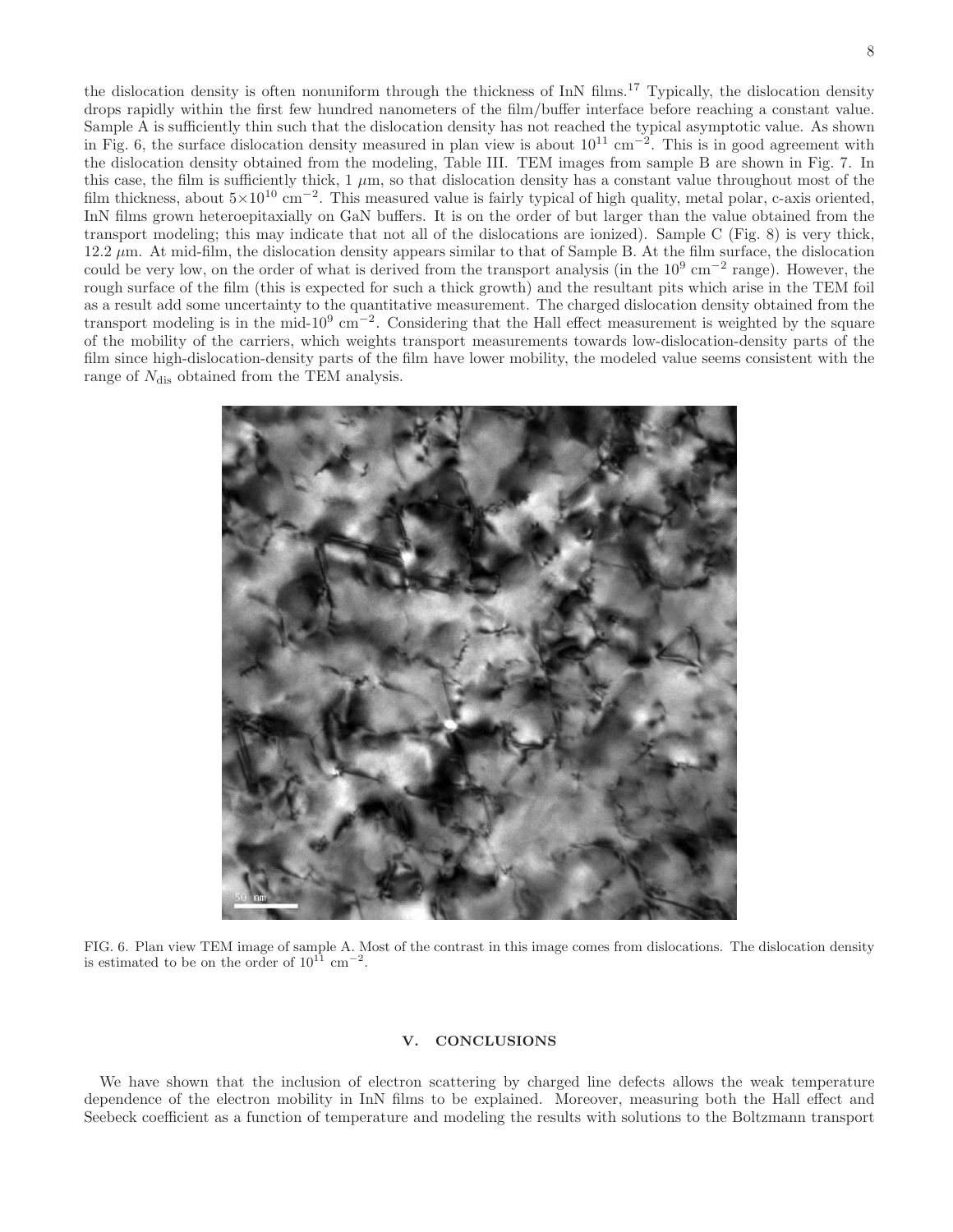the dislocation density is often nonuniform through the thickness of InN films.[17] Typically, the dislocation density drops rapidly within the first few hundred nanometers of the film/buffer interface before reaching a constant value. Sample A is sufficiently thin such that the dislocation density has not reached the typical asymptotic value. As shown in Fig. 6, the surface dislocation density measured in plan view is about $10^{11}$ cm$^{-2}$. This is in good agreement with the dislocation density obtained from the modeling, Table III. TEM images from sample B are shown in Fig. 7. In this case, the film is sufficiently thick, 1 $\mu$m, so that dislocation density has a constant value throughout most of the film thickness, about $5\times10^{10}$ cm$^{-2}$. This measured value is fairly typical of high quality, metal polar, c-axis oriented, InN films grown heteroepitaxially on GaN buffers. It is on the order of but larger than the value obtained from the transport modeling; this may indicate that not all of the dislocations are ionized). Sample C (Fig. 8) is very thick, 12.2 $\mu$m. At mid-film, the dislocation density appears similar to that of Sample B. At the film surface, the dislocation could be very low, on the order of what is derived from the transport analysis (in the $10^9$ cm$^{-2}$ range). However, the rough surface of the film (this is expected for such a thick growth) and the resultant pits which arise in the TEM foil as a result add some uncertainty to the quantitative measurement. The charged dislocation density obtained from the transport modeling is in the mid-$10^9$ cm$^{-2}$. Considering that the Hall effect measurement is weighted by the square of the mobility of the carriers, which weights transport measurements towards low-dislocation-density parts of the film since high-dislocation-density parts of the film have lower mobility, the modeled value seems consistent with the range of $N_{\rm dis}$ obtained from the TEM analysis.

FIG. 6. Plan view TEM image of sample A. Most of the contrast in this image comes from dislocations. The dislocation density is estimated to be on the order of $10^{11}$ cm$^{-2}$.

## V. CONCLUSIONS

We have shown that the inclusion of electron scattering by charged line defects allows the weak temperature dependence of the electron mobility in InN films to be explained. Moreover, measuring both the Hall effect and Seebeck coefficient as a function of temperature and modeling the results with solutions to the Boltzmann transport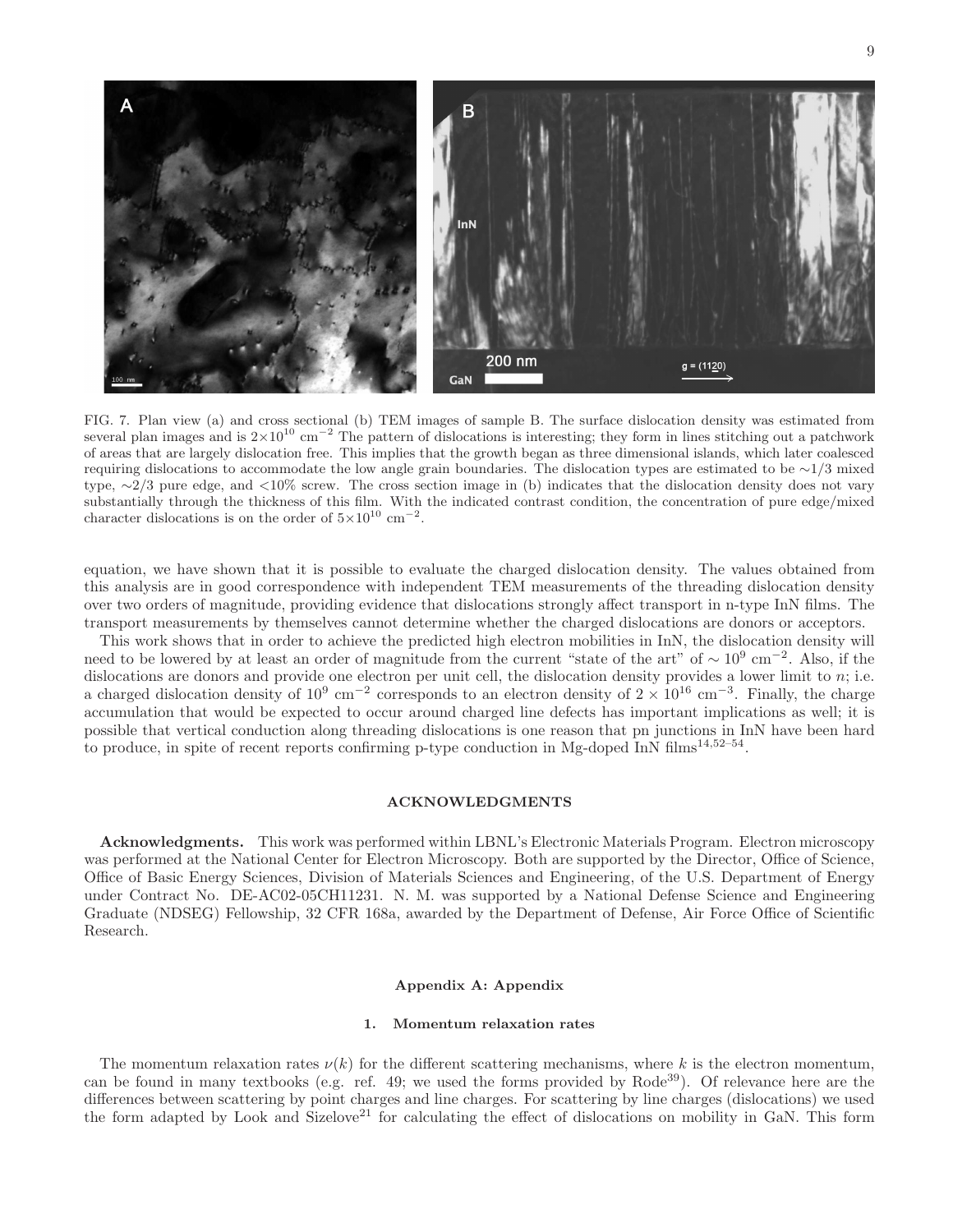FIG. 7. Plan view (a) and cross sectional (b) TEM images of sample B. The surface dislocation density was estimated from several plan images and is $2{\times}10^{10}$ cm$^{-2}$ The pattern of dislocations is interesting; they form in lines stitching out a patchwork of areas that are largely dislocation free. This implies that the growth began as three dimensional islands, which later coalesced requiring dislocations to accommodate the low angle grain boundaries. The dislocation types are estimated to be ∼1/3 mixed type, ∼2/3 pure edge, and <10% screw. The cross section image in (b) indicates that the dislocation density does not vary substantially through the thickness of this film. With the indicated contrast condition, the concentration of pure edge/mixed character dislocations is on the order of $5{\times}10^{10}$ cm$^{-2}$.

equation, we have shown that it is possible to evaluate the charged dislocation density. The values obtained from this analysis are in good correspondence with independent TEM measurements of the threading dislocation density over two orders of magnitude, providing evidence that dislocations strongly affect transport in n-type InN films. The transport measurements by themselves cannot determine whether the charged dislocations are donors or acceptors.

This work shows that in order to achieve the predicted high electron mobilities in InN, the dislocation density will need to be lowered by at least an order of magnitude from the current "state of the art" of $\sim 10^9$ cm$^{-2}$. Also, if the dislocations are donors and provide one electron per unit cell, the dislocation density provides a lower limit to $n$; i.e. a charged dislocation density of $10^9$ cm$^{-2}$ corresponds to an electron density of $2 \times 10^{16}$ cm$^{-3}$. Finally, the charge accumulation that would be expected to occur around charged line defects has important implications as well; it is possible that vertical conduction along threading dislocations is one reason that pn junctions in InN have been hard to produce, in spite of recent reports confirming p-type conduction in Mg-doped InN films[14,52–54].

## ACKNOWLEDGMENTS

**Acknowledgments.** This work was performed within LBNL's Electronic Materials Program. Electron microscopy was performed at the National Center for Electron Microscopy. Both are supported by the Director, Office of Science, Office of Basic Energy Sciences, Division of Materials Sciences and Engineering, of the U.S. Department of Energy under Contract No. DE-AC02-05CH11231. N. M. was supported by a National Defense Science and Engineering Graduate (NDSEG) Fellowship, 32 CFR 168a, awarded by the Department of Defense, Air Force Office of Scientific Research.

## Appendix A: Appendix

### 1. Momentum relaxation rates

The momentum relaxation rates $\nu(k)$ for the different scattering mechanisms, where $k$ is the electron momentum, can be found in many textbooks (e.g. ref. 49; we used the forms provided by Rode[39]). Of relevance here are the differences between scattering by point charges and line charges. For scattering by line charges (dislocations) we used the form adapted by Look and Sizelove[21] for calculating the effect of dislocations on mobility in GaN. This form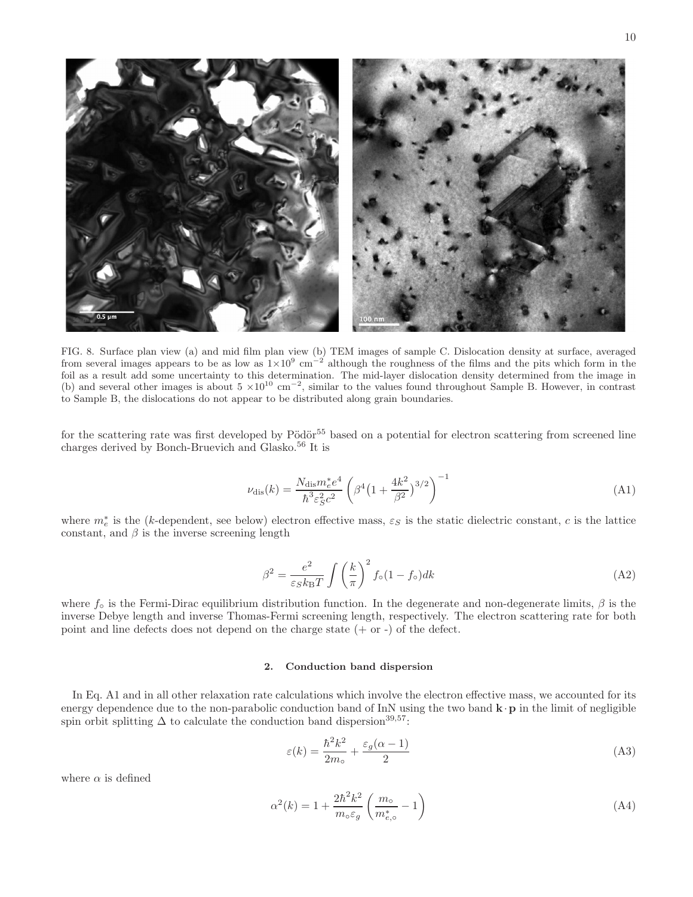FIG. 8. Surface plan view (a) and mid film plan view (b) TEM images of sample C. Dislocation density at surface, averaged from several images appears to be as low as $1{\times}10^{9}$ cm$^{-2}$ although the roughness of the films and the pits which form in the foil as a result add some uncertainty to this determination. The mid-layer dislocation density determined from the image in (b) and several other images is about $5\times10^{10}$ cm$^{-2}$, similar to the values found throughout Sample B. However, in contrast to Sample B, the dislocations do not appear to be distributed along grain boundaries.

for the scattering rate was first developed by Pödör[55] based on a potential for electron scattering from screened line charges derived by Bonch-Bruevich and Glasko.[56] It is

$$\nu_{\rm dis}(k) = \frac{N_{\rm dis} m_e^* e^4}{\hbar^3 \varepsilon_S^2 c^2}\left(\beta^4\big(1+\frac{4k^2}{\beta^2}\big)^{3/2}\right)^{-1} \tag{A1}$$

where $m_e^*$ is the ($k$-dependent, see below) electron effective mass, $\varepsilon_S$ is the static dielectric constant, $c$ is the lattice constant, and $\beta$ is the inverse screening length

$$\beta^2 = \frac{e^2}{\varepsilon_S k_{\rm B} T}\int\left(\frac{k}{\pi}\right)^2 f_\circ(1-f_\circ)dk \tag{A2}$$

where $f_\circ$ is the Fermi-Dirac equilibrium distribution function. In the degenerate and non-degenerate limits, $\beta$ is the inverse Debye length and inverse Thomas-Fermi screening length, respectively. The electron scattering rate for both point and line defects does not depend on the charge state (+ or -) of the defect.

### 2. Conduction band dispersion

In Eq. A1 and in all other relaxation rate calculations which involve the electron effective mass, we accounted for its energy dependence due to the non-parabolic conduction band of InN using the two band $\mathbf{k}\cdot\mathbf{p}$ in the limit of negligible spin orbit splitting $\Delta$ to calculate the conduction band dispersion[39,57]:

$$\varepsilon(k) = \frac{\hbar^2 k^2}{2m_\circ} + \frac{\varepsilon_g(\alpha-1)}{2} \tag{A3}$$

where $\alpha$ is defined

$$\alpha^2(k) = 1 + \frac{2\hbar^2 k^2}{m_\circ \varepsilon_g}\left(\frac{m_\circ}{m_{e,\circ}^*} - 1\right) \tag{A4}$$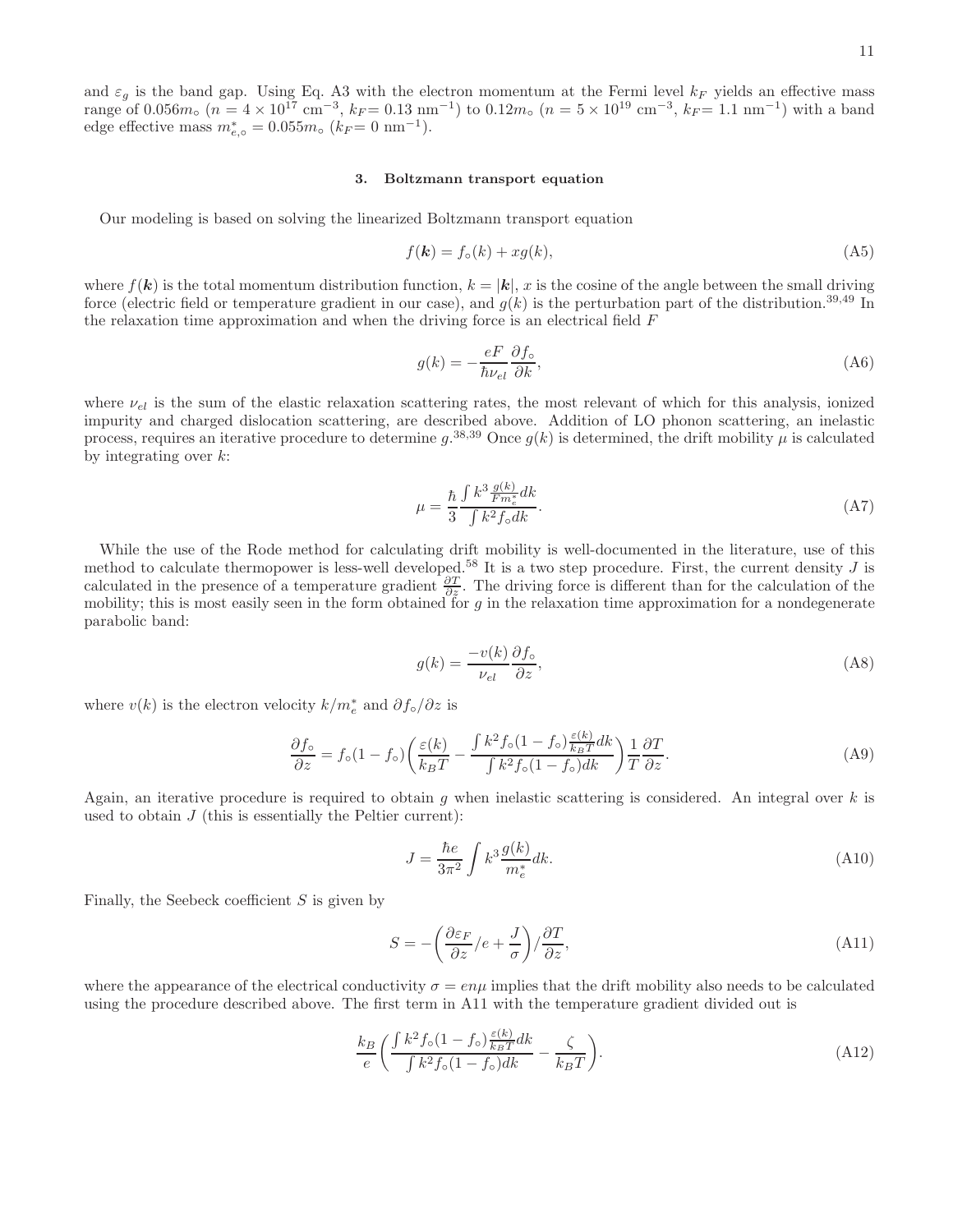and $\varepsilon_g$ is the band gap. Using Eq. A3 with the electron momentum at the Fermi level $k_F$ yields an effective mass range of $0.056m_\circ$ ($n = 4 \times 10^{17}$ cm$^{-3}$, $k_F$= 0.13 nm$^{-1}$) to $0.12m_\circ$ ($n = 5 \times 10^{19}$ cm$^{-3}$, $k_F$= 1.1 nm$^{-1}$) with a band edge effective mass $m^*_{e,\circ} = 0.055m_\circ$ ($k_F$= 0 nm$^{-1}$).

### 3. Boltzmann transport equation

Our modeling is based on solving the linearized Boltzmann transport equation

$$f(\boldsymbol{k}) = f_\circ(k) + xg(k), \tag{A5}$$

where $f(\boldsymbol{k})$ is the total momentum distribution function, $k = |\boldsymbol{k}|$, $x$ is the cosine of the angle between the small driving force (electric field or temperature gradient in our case), and $g(k)$ is the perturbation part of the distribution.[39,49] In the relaxation time approximation and when the driving force is an electrical field $F$

$$g(k) = -\frac{eF}{\hbar \nu_{el}} \frac{\partial f_\circ}{\partial k}, \tag{A6}$$

where $\nu_{el}$ is the sum of the elastic relaxation scattering rates, the most relevant of which for this analysis, ionized impurity and charged dislocation scattering, are described above. Addition of LO phonon scattering, an inelastic process, requires an iterative procedure to determine $g$.[38,39] Once $g(k)$ is determined, the drift mobility $\mu$ is calculated by integrating over $k$:

$$\mu = \frac{\hbar}{3} \frac{\int k^3 \frac{g(k)}{F m_e^*} dk}{\int k^2 f_\circ dk}. \tag{A7}$$

While the use of the Rode method for calculating drift mobility is well-documented in the literature, use of this method to calculate thermopower is less-well developed.[58] It is a two step procedure. First, the current density $J$ is calculated in the presence of a temperature gradient $\frac{\partial T}{\partial z}$. The driving force is different than for the calculation of the mobility; this is most easily seen in the form obtained for $g$ in the relaxation time approximation for a nondegenerate parabolic band:

$$g(k) = \frac{-v(k)}{\nu_{el}} \frac{\partial f_\circ}{\partial z}, \tag{A8}$$

where $v(k)$ is the electron velocity $k/m_e^*$ and $\partial f_\circ / \partial z$ is

$$\frac{\partial f_\circ}{\partial z} = f_\circ(1 - f_\circ) \left( \frac{\varepsilon(k)}{k_B T} - \frac{\int k^2 f_\circ (1 - f_\circ) \frac{\varepsilon(k)}{k_B T} dk}{\int k^2 f_\circ (1 - f_\circ) dk} \right) \frac{1}{T} \frac{\partial T}{\partial z}. \tag{A9}$$

Again, an iterative procedure is required to obtain $g$ when inelastic scattering is considered. An integral over $k$ is used to obtain $J$ (this is essentially the Peltier current):

$$J = \frac{\hbar e}{3\pi^2} \int k^3 \frac{g(k)}{m_e^*} dk. \tag{A10}$$

Finally, the Seebeck coefficient $S$ is given by

$$S = -\left( \frac{\partial \varepsilon_F}{\partial z} / e + \frac{J}{\sigma} \right) / \frac{\partial T}{\partial z}, \tag{A11}$$

where the appearance of the electrical conductivity $\sigma = en\mu$ implies that the drift mobility also needs to be calculated using the procedure described above. The first term in A11 with the temperature gradient divided out is

$$\frac{k_B}{e} \left( \frac{\int k^2 f_\circ (1 - f_\circ) \frac{\varepsilon(k)}{k_B T} dk}{\int k^2 f_\circ (1 - f_\circ) dk} - \frac{\zeta}{k_B T} \right). \tag{A12}$$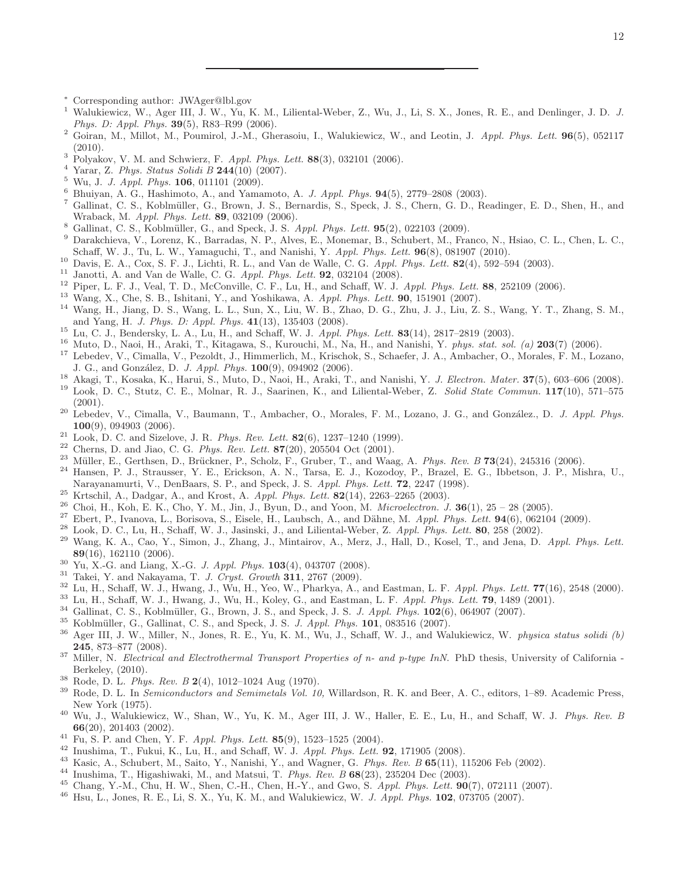---

[*] Corresponding author: JWAger@lbl.gov

[1] Walukiewicz, W., Ager III, J. W., Yu, K. M., Liliental-Weber, Z., Wu, J., Li, S. X., Jones, R. E., and Denlinger, J. D. *J. Phys. D: Appl. Phys.* **39**(5), R83–R99 (2006).

[2] Goiran, M., Millot, M., Poumirol, J.-M., Gherasoiu, I., Walukiewicz, W., and Leotin, J. *Appl. Phys. Lett.* **96**(5), 052117 (2010).

[3] Polyakov, V. M. and Schwierz, F. *Appl. Phys. Lett.* **88**(3), 032101 (2006).

[4] Yarar, Z. *Phys. Status Solidi B* **244**(10) (2007).

[5] Wu, J. *J. Appl. Phys.* **106**, 011101 (2009).

[6] Bhuiyan, A. G., Hashimoto, A., and Yamamoto, A. *J. Appl. Phys.* **94**(5), 2779–2808 (2003).

[7] Gallinat, C. S., Koblmüller, G., Brown, J. S., Bernardis, S., Speck, J. S., Chern, G. D., Readinger, E. D., Shen, H., and Wraback, M. *Appl. Phys. Lett.* **89**, 032109 (2006).

[8] Gallinat, C. S., Koblmüller, G., and Speck, J. S. *Appl. Phys. Lett.* **95**(2), 022103 (2009).

[9] Darakchieva, V., Lorenz, K., Barradas, N. P., Alves, E., Monemar, B., Schubert, M., Franco, N., Hsiao, C. L., Chen, L. C., Schaff, W. J., Tu, L. W., Yamaguchi, T., and Nanishi, Y. *Appl. Phys. Lett.* **96**(8), 081907 (2010).

[10] Davis, E. A., Cox, S. F. J., Lichti, R. L., and Van de Walle, C. G. *Appl. Phys. Lett.* **82**(4), 592–594 (2003).

[11] Janotti, A. and Van de Walle, C. G. *Appl. Phys. Lett.* **92**, 032104 (2008).

[12] Piper, L. F. J., Veal, T. D., McConville, C. F., Lu, H., and Schaff, W. J. *Appl. Phys. Lett.* **88**, 252109 (2006).

[13] Wang, X., Che, S. B., Ishitani, Y., and Yoshikawa, A. *Appl. Phys. Lett.* **90**, 151901 (2007).

[14] Wang, H., Jiang, D. S., Wang, L. L., Sun, X., Liu, W. B., Zhao, D. G., Zhu, J. J., Liu, Z. S., Wang, Y. T., Zhang, S. M., and Yang, H. *J. Phys. D: Appl. Phys.* **41**(13), 135403 (2008).

[15] Lu, C. J., Bendersky, L. A., Lu, H., and Schaff, W. J. *Appl. Phys. Lett.* **83**(14), 2817–2819 (2003).

[16] Muto, D., Naoi, H., Araki, T., Kitagawa, S., Kurouchi, M., Na, H., and Nanishi, Y. *phys. stat. sol. (a)* **203**(7) (2006).

[17] Lebedev, V., Cimalla, V., Pezoldt, J., Himmerlich, M., Krischok, S., Schaefer, J. A., Ambacher, O., Morales, F. M., Lozano, J. G., and González, D. *J. Appl. Phys.* **100**(9), 094902 (2006).

[18] Akagi, T., Kosaka, K., Harui, S., Muto, D., Naoi, H., Araki, T., and Nanishi, Y. *J. Electron. Mater.* **37**(5), 603–606 (2008).

[19] Look, D. C., Stutz, C. E., Molnar, R. J., Saarinen, K., and Liliental-Weber, Z. *Solid State Commun.* **117**(10), 571–575 (2001).

[20] Lebedev, V., Cimalla, V., Baumann, T., Ambacher, O., Morales, F. M., Lozano, J. G., and González., D. *J. Appl. Phys.* **100**(9), 094903 (2006).

[21] Look, D. C. and Sizelove, J. R. *Phys. Rev. Lett.* **82**(6), 1237–1240 (1999).

[22] Cherns, D. and Jiao, C. G. *Phys. Rev. Lett.* **87**(20), 205504 Oct (2001).

[23] Müller, E., Gerthsen, D., Brückner, P., Scholz, F., Gruber, T., and Waag, A. *Phys. Rev. B* **73**(24), 245316 (2006).

[24] Hansen, P. J., Strausser, Y. E., Erickson, A. N., Tarsa, E. J., Kozodoy, P., Brazel, E. G., Ibbetson, J. P., Mishra, U., Narayanamurti, V., DenBaars, S. P., and Speck, J. S. *Appl. Phys. Lett.* **72**, 2247 (1998).

[25] Krtschil, A., Dadgar, A., and Krost, A. *Appl. Phys. Lett.* **82**(14), 2263–2265 (2003).

[26] Choi, H., Koh, E. K., Cho, Y. M., Jin, J., Byun, D., and Yoon, M. *Microelectron. J.* **36**(1), 25 – 28 (2005).

[27] Ebert, P., Ivanova, L., Borisova, S., Eisele, H., Laubsch, A., and Dähne, M. *Appl. Phys. Lett.* **94**(6), 062104 (2009).

[28] Look, D. C., Lu, H., Schaff, W. J., Jasinski, J., and Liliental-Weber, Z. *Appl. Phys. Lett.* **80**, 258 (2002).

[29] Wang, K. A., Cao, Y., Simon, J., Zhang, J., Mintairov, A., Merz, J., Hall, D., Kosel, T., and Jena, D. *Appl. Phys. Lett.* **89**(16), 162110 (2006).

[30] Yu, X.-G. and Liang, X.-G. *J. Appl. Phys.* **103**(4), 043707 (2008).

[31] Takei, Y. and Nakayama, T. *J. Cryst. Growth* **311**, 2767 (2009).

[32] Lu, H., Schaff, W. J., Hwang, J., Wu, H., Yeo, W., Pharkya, A., and Eastman, L. F. *Appl. Phys. Lett.* **77**(16), 2548 (2000).

[33] Lu, H., Schaff, W. J., Hwang, J., Wu, H., Koley, G., and Eastman, L. F. *Appl. Phys. Lett.* **79**, 1489 (2001).

[34] Gallinat, C. S., Koblmüller, G., Brown, J. S., and Speck, J. S. *J. Appl. Phys.* **102**(6), 064907 (2007).

[35] Koblmüller, G., Gallinat, C. S., and Speck, J. S. *J. Appl. Phys.* **101**, 083516 (2007).

[36] Ager III, J. W., Miller, N., Jones, R. E., Yu, K. M., Wu, J., Schaff, W. J., and Walukiewicz, W. *physica status solidi (b)* **245**, 873–877 (2008).

[37] Miller, N. *Electrical and Electrothermal Transport Properties of n- and p-type InN.* PhD thesis, University of California - Berkeley, (2010).

[38] Rode, D. L. *Phys. Rev. B* **2**(4), 1012–1024 Aug (1970).

[39] Rode, D. L. In *Semiconductors and Semimetals Vol. 10,* Willardson, R. K. and Beer, A. C., editors, 1–89. Academic Press, New York (1975).

[40] Wu, J., Walukiewicz, W., Shan, W., Yu, K. M., Ager III, J. W., Haller, E. E., Lu, H., and Schaff, W. J. *Phys. Rev. B* **66**(20), 201403 (2002).

[41] Fu, S. P. and Chen, Y. F. *Appl. Phys. Lett.* **85**(9), 1523–1525 (2004).

[42] Inushima, T., Fukui, K., Lu, H., and Schaff, W. J. *Appl. Phys. Lett.* **92**, 171905 (2008).

[43] Kasic, A., Schubert, M., Saito, Y., Nanishi, Y., and Wagner, G. *Phys. Rev. B* **65**(11), 115206 Feb (2002).

[44] Inushima, T., Higashiwaki, M., and Matsui, T. *Phys. Rev. B* **68**(23), 235204 Dec (2003).

[45] Chang, Y.-M., Chu, H. W., Shen, C.-H., Chen, H.-Y., and Gwo, S. *Appl. Phys. Lett.* **90**(7), 072111 (2007).

[46] Hsu, L., Jones, R. E., Li, S. X., Yu, K. M., and Walukiewicz, W. *J. Appl. Phys.* **102**, 073705 (2007).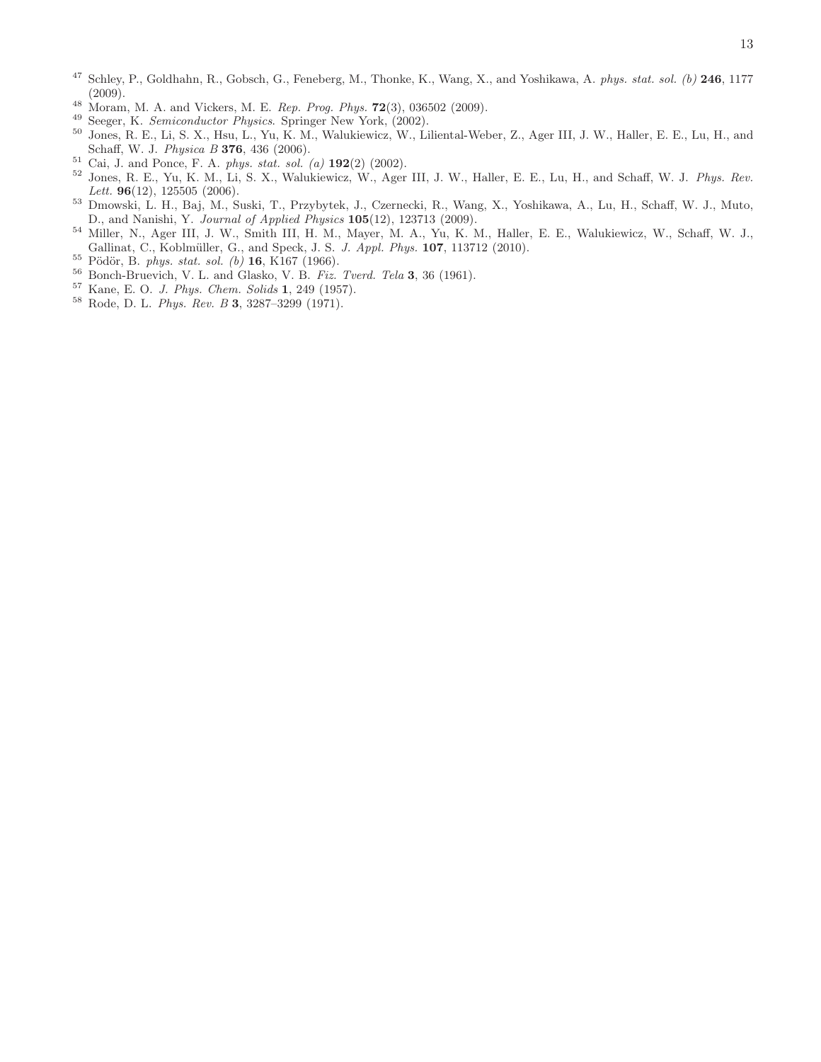[47] Schley, P., Goldhahn, R., Gobsch, G., Feneberg, M., Thonke, K., Wang, X., and Yoshikawa, A. *phys. stat. sol. (b)* **246**, 1177 (2009).

[48] Moram, M. A. and Vickers, M. E. *Rep. Prog. Phys.* **72**(3), 036502 (2009).

[49] Seeger, K. *Semiconductor Physics.* Springer New York, (2002).

[50] Jones, R. E., Li, S. X., Hsu, L., Yu, K. M., Walukiewicz, W., Liliental-Weber, Z., Ager III, J. W., Haller, E. E., Lu, H., and Schaff, W. J. *Physica B* **376**, 436 (2006).

[51] Cai, J. and Ponce, F. A. *phys. stat. sol. (a)* **192**(2) (2002).

[52] Jones, R. E., Yu, K. M., Li, S. X., Walukiewicz, W., Ager III, J. W., Haller, E. E., Lu, H., and Schaff, W. J. *Phys. Rev. Lett.* **96**(12), 125505 (2006).

[53] Dmowski, L. H., Baj, M., Suski, T., Przybytek, J., Czernecki, R., Wang, X., Yoshikawa, A., Lu, H., Schaff, W. J., Muto, D., and Nanishi, Y. *Journal of Applied Physics* **105**(12), 123713 (2009).

[54] Miller, N., Ager III, J. W., Smith III, H. M., Mayer, M. A., Yu, K. M., Haller, E. E., Walukiewicz, W., Schaff, W. J., Gallinat, C., Koblmüller, G., and Speck, J. S. *J. Appl. Phys.* **107**, 113712 (2010).

[55] Pödör, B. *phys. stat. sol. (b)* **16**, K167 (1966).

[56] Bonch-Bruevich, V. L. and Glasko, V. B. *Fiz. Tverd. Tela* **3**, 36 (1961).

[57] Kane, E. O. *J. Phys. Chem. Solids* **1**, 249 (1957).

[58] Rode, D. L. *Phys. Rev. B* **3**, 3287–3299 (1971).